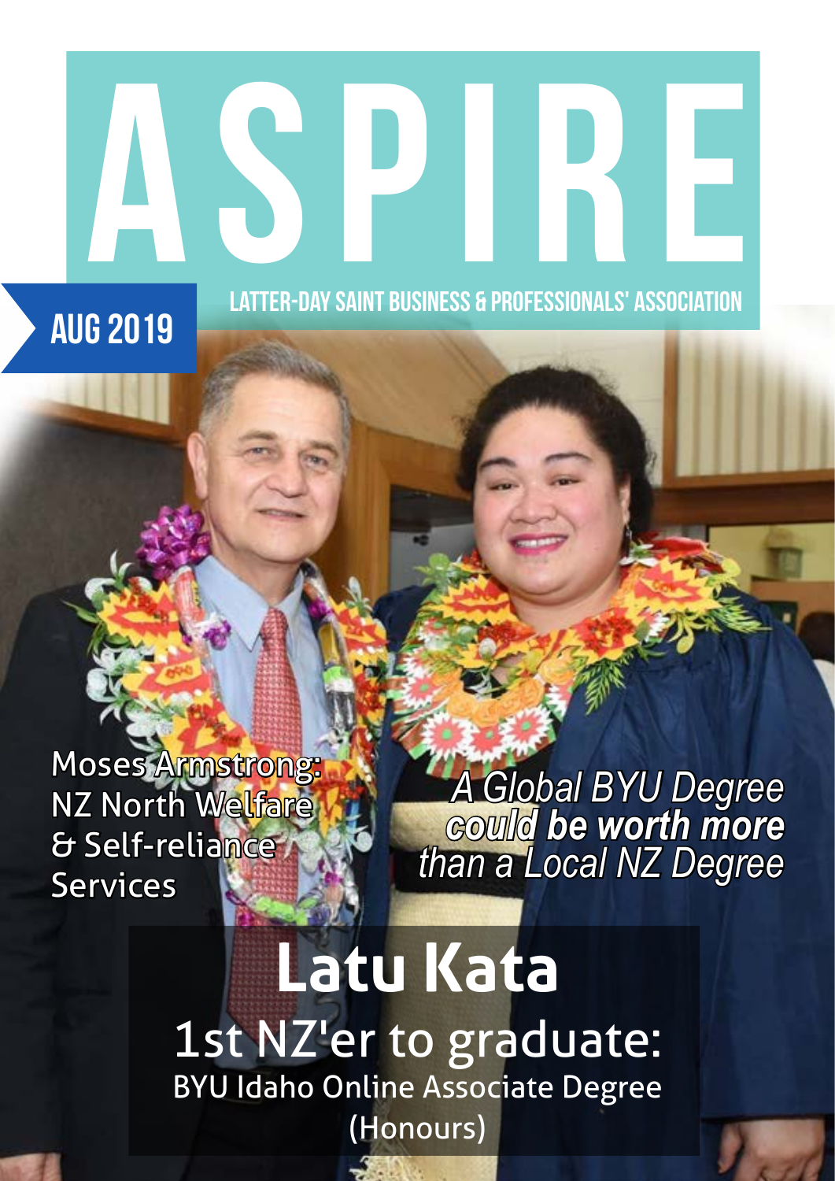# ASPIRE

LATTER-DAY SAINT BUSINESS & PROFESSIONALS' ASSOCIATION

AUG 2019

Moses Armstrong: NZ North Welfare & Self-reliance Services

*A Global BYU Degree* ***could be worth more*** *than a Local NZ Degree*

## Latu Kata

1st NZ'er to graduate:

BYU Idaho Online Associate Degree (Honours)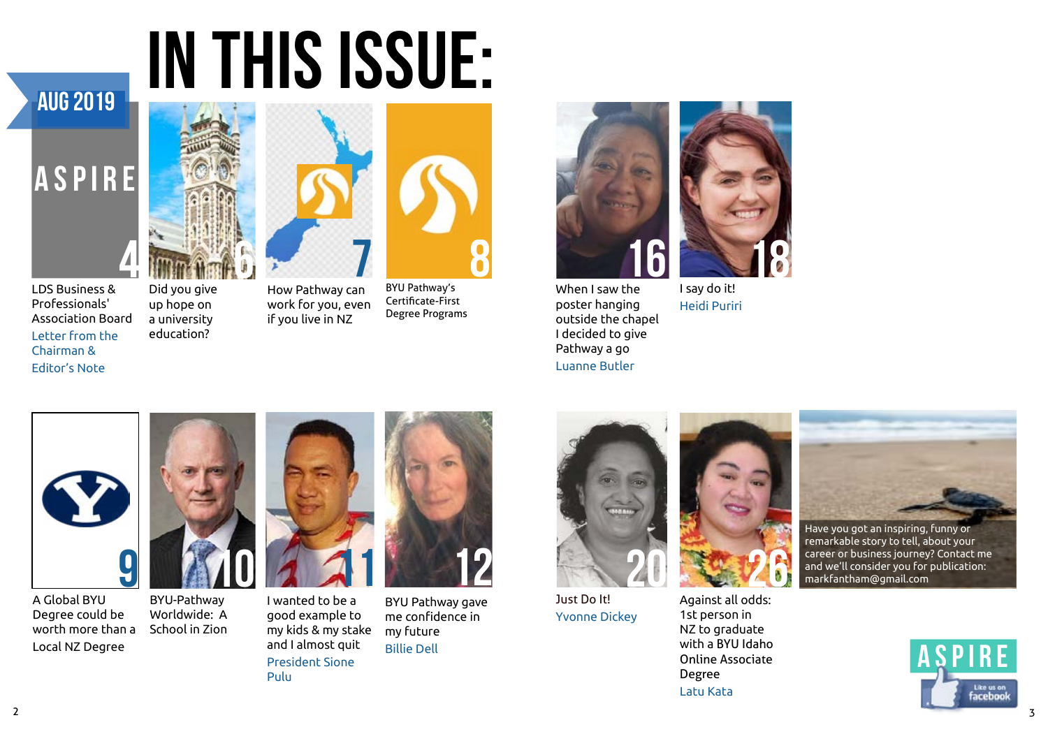# IN THIS ISSUE:

AUG 2019

ASPIRE

**4** LDS Business & Professionals' Association Board
Letter from the Chairman & Editor's Note

**6** Did you give up hope on a university education?

**7** How Pathway can work for you, even if you live in NZ

**8** BYU Pathway's Certificate-First Degree Programs

**16** When I saw the poster hanging outside the chapel I decided to give Pathway a go
Luanne Butler

**18** I say do it!
Heidi Puriri

**9** A Global BYU Degree could be worth more than a Local NZ Degree

**10** BYU-Pathway Worldwide: A School in Zion

**11** I wanted to be a good example to my kids & my stake and I almost quit
President Sione Pulu

**12** BYU Pathway gave me confidence in my future
Billie Dell

**20** Just Do It!
Yvonne Dickey

**26** Against all odds: 1st person in NZ to graduate with a BYU Idaho Online Associate Degree
Latu Kata

Have you got an inspiring, funny or remarkable story to tell, about your career or business journey? Contact me and we'll consider you for publication: markfantham@gmail.com

ASPIRE
Like us on facebook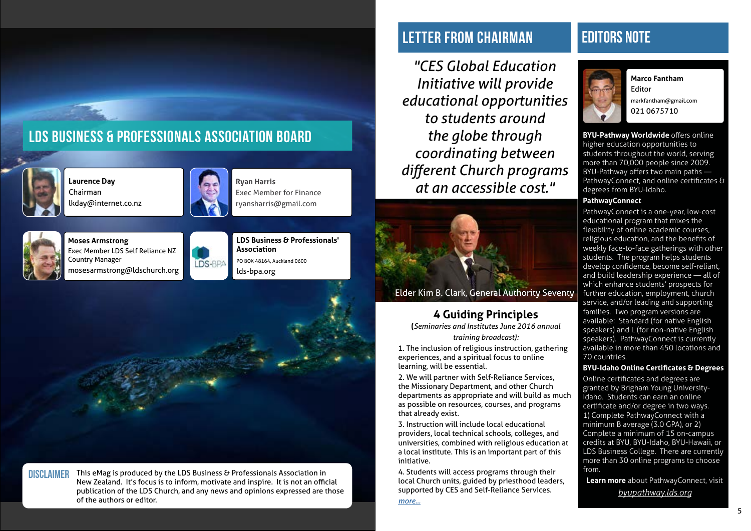## LDS BUSINESS & PROFESSIONALS ASSOCIATION BOARD

**Laurence Day**
Chairman
lkday@internet.co.nz

**Ryan Harris**
Exec Member for Finance
ryansharris@gmail.com

**Moses Armstrong**
Exec Member LDS Self Reliance NZ
Country Manager
mosesarmstrong@ldschurch.org

**LDS Business & Professionals' Association**
PO BOX 48164, Auckland 0600
lds-bpa.org

**DISCLAIMER** This eMag is produced by the LDS Business & Professionals Association in New Zealand. It's focus is to inform, motivate and inspire. It is not an official publication of the LDS Church, and any news and opinions expressed are those of the authors or editor.

## LETTER FROM CHAIRMAN

*"CES Global Education Initiative will provide educational opportunities to students around the globe through coordinating between different Church programs at an accessible cost."*

Elder Kim B. Clark, General Authority Seventy

### 4 Guiding Principles

(*Seminaries and Institutes June 2016 annual training broadcast):*

1. The inclusion of religious instruction, gathering experiences, and a spiritual focus to online learning, will be essential.
2. We will partner with Self-Reliance Services, the Missionary Department, and other Church departments as appropriate and will build as much as possible on resources, courses, and programs that already exist.
3. Instruction will include local educational providers, local technical schools, colleges, and universities, combined with religious education at a local institute. This is an important part of this initiative.
4. Students will access programs through their local Church units, guided by priesthood leaders, supported by CES and Self-Reliance Services.

*more...*

## EDITORS NOTE

**Marco Fantham**
Editor
markfantham@gmail.com
021 0675710

**BYU-Pathway Worldwide** offers online higher education opportunities to students throughout the world, serving more than 70,000 people since 2009. BYU-Pathway offers two main paths — PathwayConnect, and online certificates & degrees from BYU-Idaho.

**PathwayConnect**

PathwayConnect is a one-year, low-cost educational program that mixes the flexibility of online academic courses, religious education, and the benefits of weekly face-to-face gatherings with other students. The program helps students develop confidence, become self-reliant, and build leadership experience — all of which enhance students' prospects for further education, employment, church service, and/or leading and supporting families. Two program versions are available: Standard (for native English speakers) and L (for non-native English speakers). PathwayConnect is currently available in more than 450 locations and 70 countries.

**BYU-Idaho Online Certificates & Degrees**

Online certificates and degrees are granted by Brigham Young University-Idaho. Students can earn an online certificate and/or degree in two ways. 1) Complete PathwayConnect with a minimum B average (3.0 GPA), or 2) Complete a minimum of 15 on-campus credits at BYU, BYU-Idaho, BYU-Hawaii, or LDS Business College. There are currently more than 30 online programs to choose from.

**Learn more** about PathwayConnect, visit *byupathway.lds.org*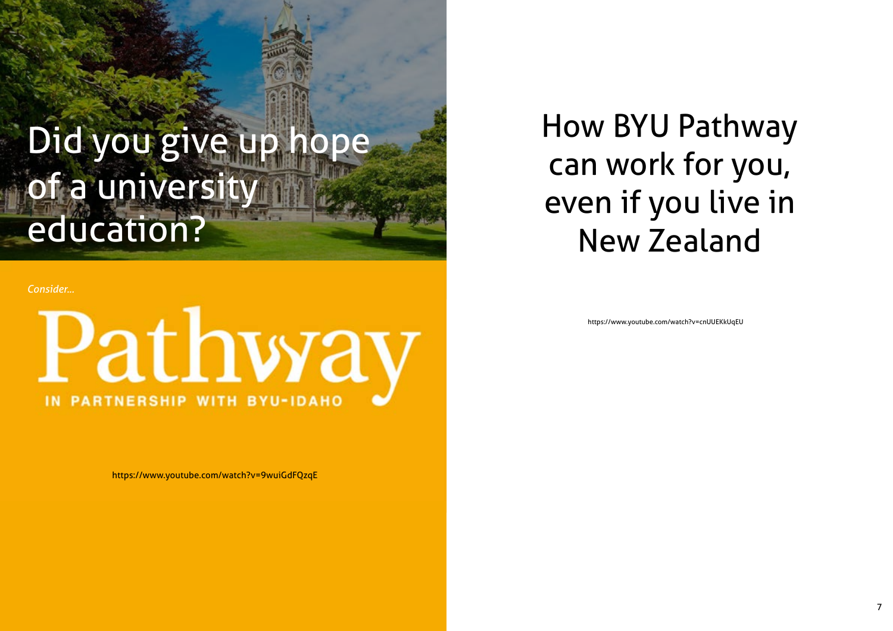# Did you give up hope of a university education?

*Consider...*

Pathway

IN PARTNERSHIP WITH BYU-IDAHO

https://www.youtube.com/watch?v=9wuiGdFQzqE

# How BYU Pathway can work for you, even if you live in New Zealand

https://www.youtube.com/watch?v=cnUUEKkUqEU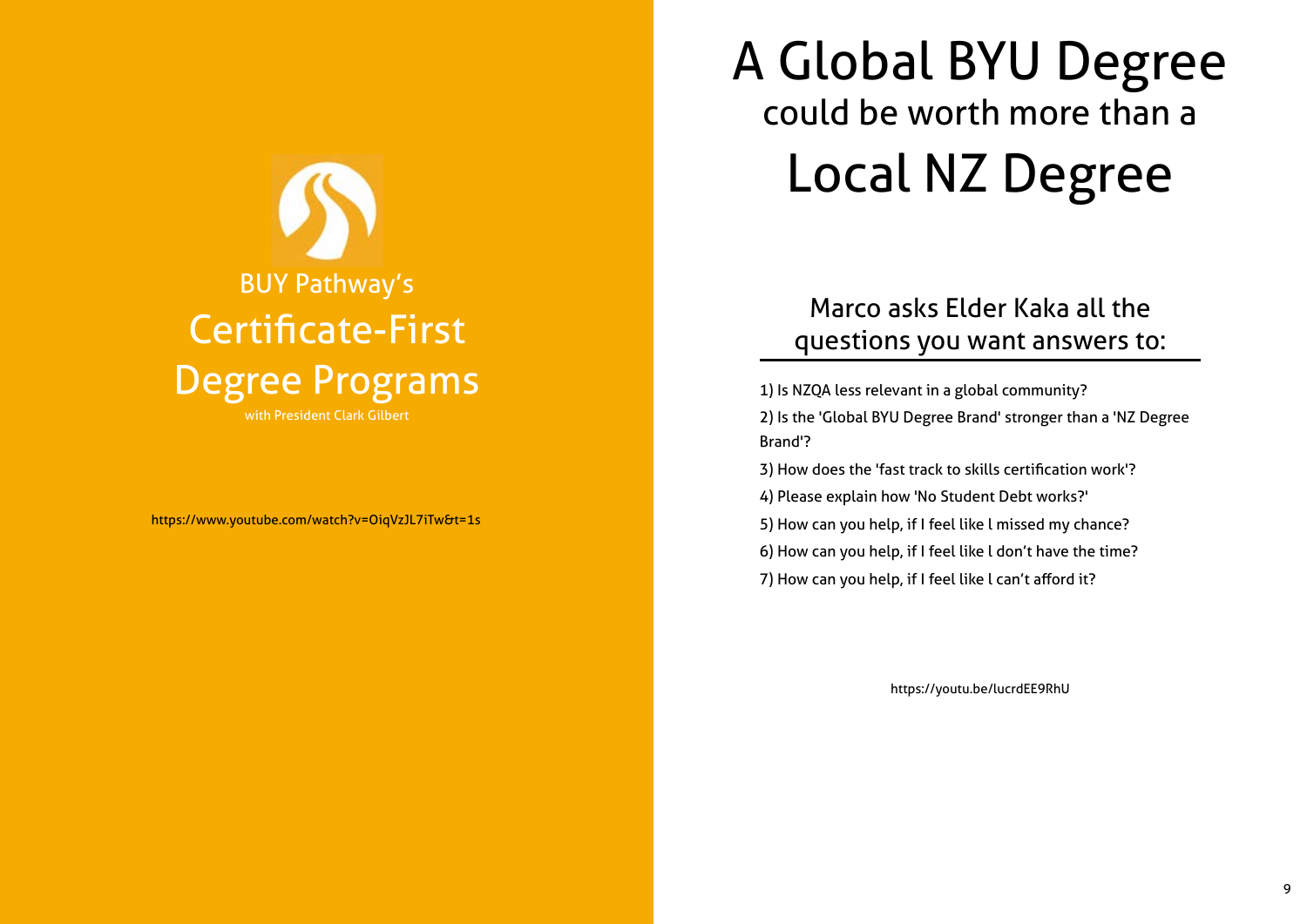BUY Pathway's

# Certificate-First Degree Programs

with President Clark Gilbert

https://www.youtube.com/watch?v=OiqVzJL7iTw&t=1s

# A Global BYU Degree

## could be worth more than a

# Local NZ Degree

### Marco asks Elder Kaka all the questions you want answers to:

1) Is NZQA less relevant in a global community?
2) Is the 'Global BYU Degree Brand' stronger than a 'NZ Degree Brand'?
3) How does the 'fast track to skills certification work'?
4) Please explain how 'No Student Debt works?'
5) How can you help, if I feel like I missed my chance?
6) How can you help, if I feel like I don't have the time?
7) How can you help, if I feel like I can't afford it?

https://youtu.be/lucrdEE9RhU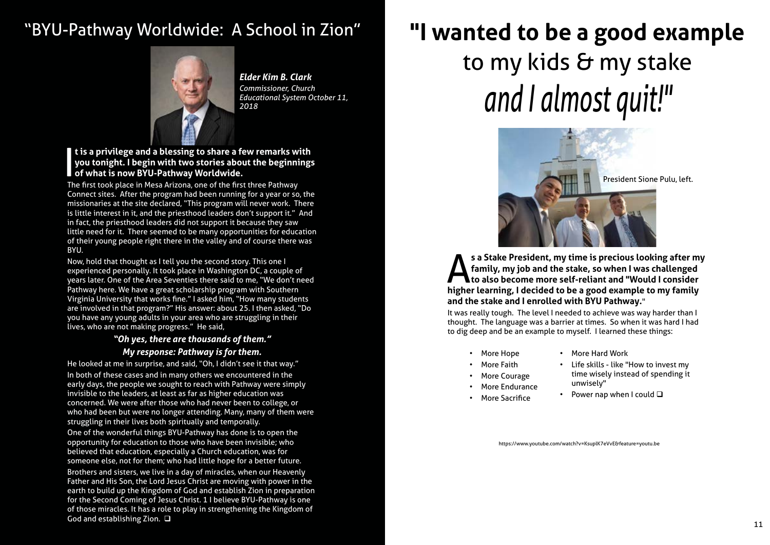## "BYU-Pathway Worldwide: A School in Zion"

***Elder Kim B. Clark***

*Commissioner, Church Educational System October 11, 2018*

**It is a privilege and a blessing to share a few remarks with you tonight. I begin with two stories about the beginnings of what is now BYU-Pathway Worldwide.**

The first took place in Mesa Arizona, one of the first three Pathway Connect sites. After the program had been running for a year or so, the missionaries at the site declared, "This program will never work. There is little interest in it, and the priesthood leaders don't support it." And in fact, the priesthood leaders did not support it because they saw little need for it. There seemed to be many opportunities for education of their young people right there in the valley and of course there was BYU.

Now, hold that thought as I tell you the second story. This one I experienced personally. It took place in Washington DC, a couple of years later. One of the Area Seventies there said to me, "We don't need Pathway here. We have a great scholarship program with Southern Virginia University that works fine." I asked him, "How many students are involved in that program?" His answer: about 25. I then asked, "Do you have any young adults in your area who are struggling in their lives, who are not making progress." He said,

***"Oh yes, there are thousands of them."***

***My response: Pathway is for them.***

He looked at me in surprise, and said, "Oh, I didn't see it that way."

In both of these cases and in many others we encountered in the early days, the people we sought to reach with Pathway were simply invisible to the leaders, at least as far as higher education was concerned. We were after those who had never been to college, or who had been but were no longer attending. Many, many of them were struggling in their lives both spiritually and temporally.

One of the wonderful things BYU-Pathway has done is to open the opportunity for education to those who have been invisible; who believed that education, especially a Church education, was for someone else, not for them; who had little hope for a better future.

Brothers and sisters, we live in a day of miracles, when our Heavenly Father and His Son, the Lord Jesus Christ are moving with power in the earth to build up the Kingdom of God and establish Zion in preparation for the Second Coming of Jesus Christ. 1 I believe BYU-Pathway is one of those miracles. It has a role to play in strengthening the Kingdom of God and establishing Zion. ❑

# "I wanted to be a good example to my kids & my stake *and I almost quit!"*

President Sione Pulu, left.

**As a Stake President, my time is precious looking after my family, my job and the stake, so when I was challenged to also become more self-reliant and "Would I consider higher learning, I decided to be a good example to my family and the stake and I enrolled with BYU Pathway."**

It was really tough. The level I needed to achieve was way harder than I thought. The language was a barrier at times. So when it was hard I had to dig deep and be an example to myself. I learned these things:

- More Hope
- More Faith
- More Courage
- More Endurance
- More Sacrifice
- More Hard Work
- Life skills - like "How to invest my time wisely instead of spending it unwisely"
- Power nap when I could ❑

https://www.youtube.com/watch?v=KsuplK7eVvE&feature=youtu.be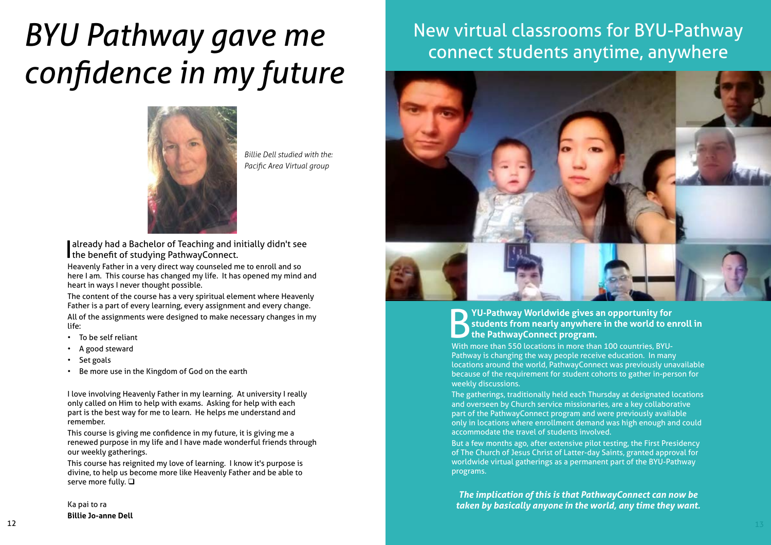# *BYU Pathway gave me confidence in my future*

*Billie Dell studied with the: Pacific Area Virtual group*

I already had a Bachelor of Teaching and initially didn't see the benefit of studying PathwayConnect.

Heavenly Father in a very direct way counseled me to enroll and so here I am. This course has changed my life. It has opened my mind and heart in ways I never thought possible.

The content of the course has a very spiritual element where Heavenly Father is a part of every learning, every assignment and every change.

All of the assignments were designed to make necessary changes in my life:

- To be self reliant
- A good steward
- Set goals
- Be more use in the Kingdom of God on the earth

I love involving Heavenly Father in my learning. At university I really only called on Him to help with exams. Asking for help with each part is the best way for me to learn. He helps me understand and remember.

This course is giving me confidence in my future, it is giving me a renewed purpose in my life and I have made wonderful friends through our weekly gatherings.

This course has reignited my love of learning. I know it's purpose is divine, to help us become more like Heavenly Father and be able to serve more fully. ❑

Ka pai to ra

**Billie Jo-anne Dell**

# New virtual classrooms for BYU-Pathway connect students anytime, anywhere

**BYU-Pathway Worldwide gives an opportunity for students from nearly anywhere in the world to enroll in the PathwayConnect program.**

With more than 550 locations in more than 100 countries, BYU-Pathway is changing the way people receive education. In many locations around the world, PathwayConnect was previously unavailable because of the requirement for student cohorts to gather in-person for weekly discussions.

The gatherings, traditionally held each Thursday at designated locations and overseen by Church service missionaries, are a key collaborative part of the PathwayConnect program and were previously available only in locations where enrollment demand was high enough and could accommodate the travel of students involved.

But a few months ago, after extensive pilot testing, the First Presidency of The Church of Jesus Christ of Latter-day Saints, granted approval for worldwide virtual gatherings as a permanent part of the BYU-Pathway programs.

***The implication of this is that PathwayConnect can now be taken by basically anyone in the world, any time they want.***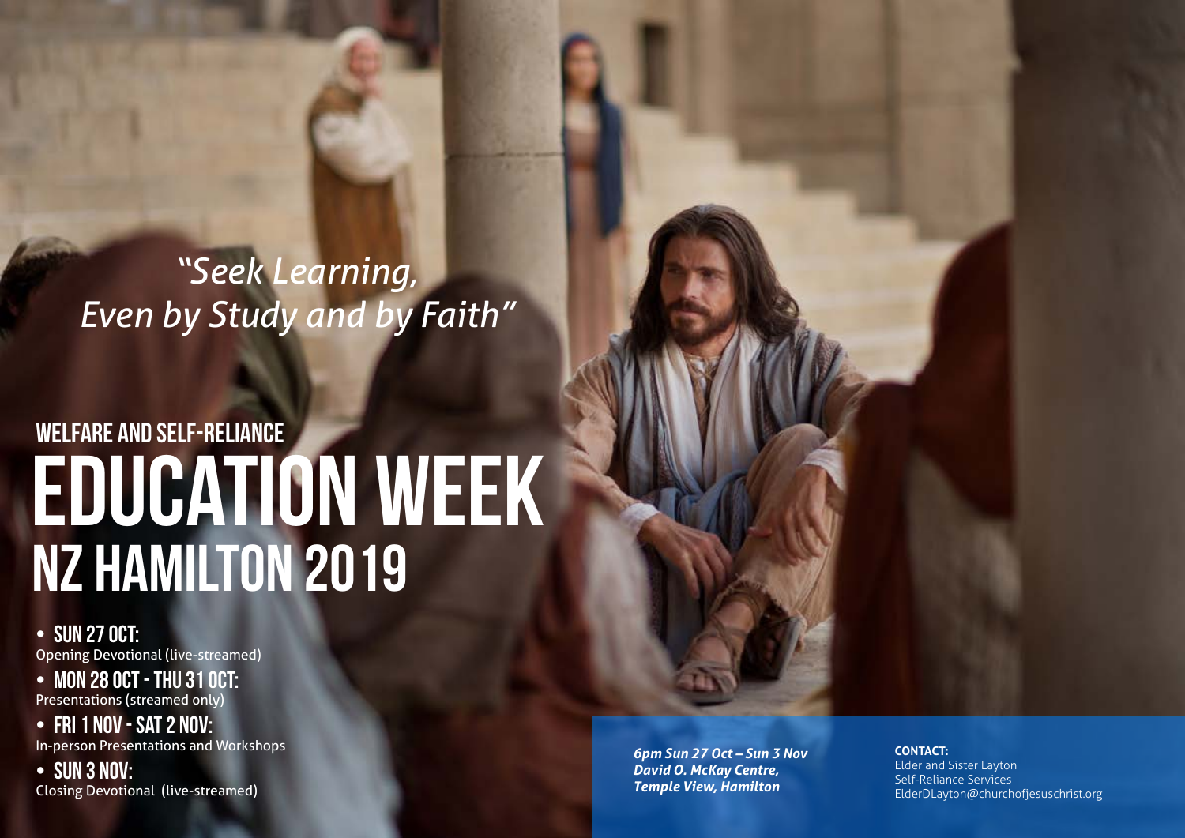*"Seek Learning, Even by Study and by Faith"*

## WELFARE AND SELF-RELIANCE

# EDUCATION WEEK NZ HAMILTON 2019

- **SUN 27 OCT:**
  Opening Devotional (live-streamed)
- **MON 28 OCT - THU 31 OCT:**
  Presentations (streamed only)
- **FRI 1 NOV - SAT 2 NOV:**
  In-person Presentations and Workshops
- **SUN 3 NOV:**
  Closing Devotional (live-streamed)

***6pm Sun 27 Oct – Sun 3 Nov***
***David O. McKay Centre,***
***Temple View, Hamilton***

**CONTACT:**
Elder and Sister Layton
Self-Reliance Services
ElderDLayton@churchofjesuschrist.org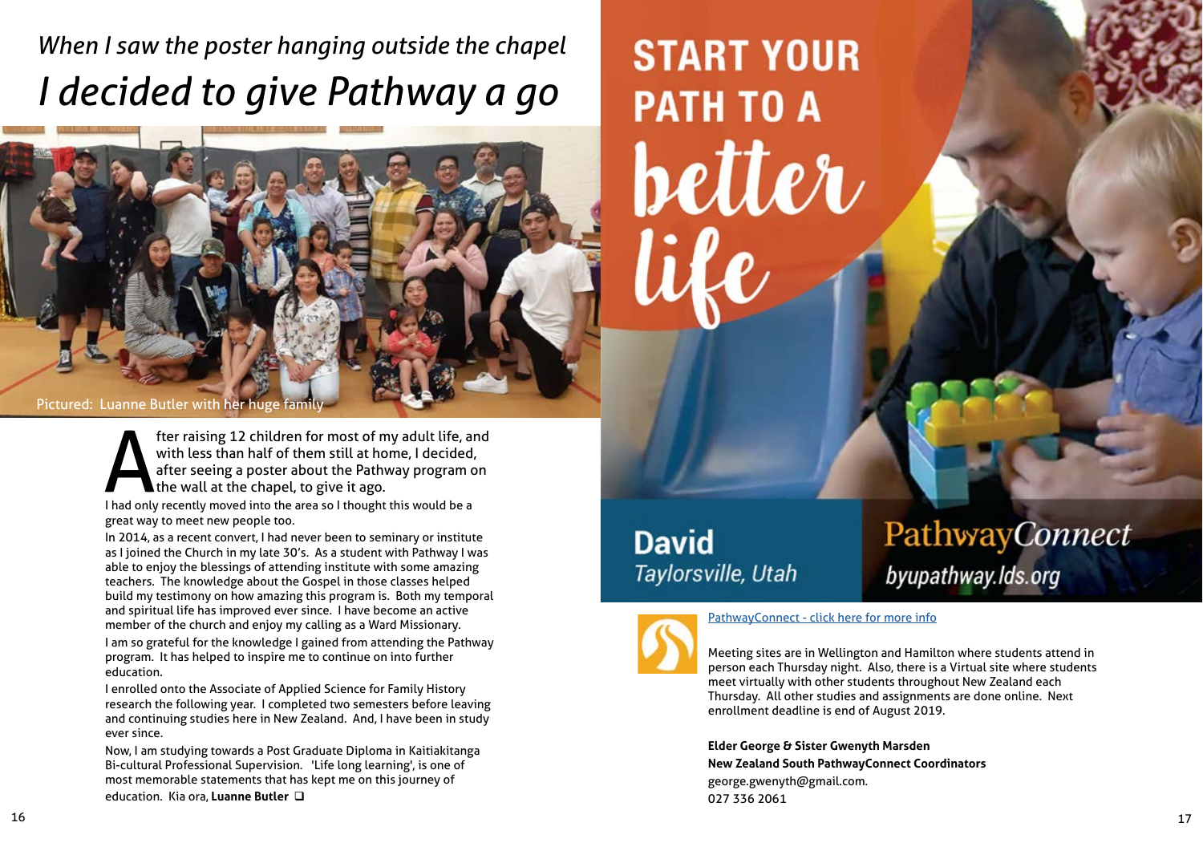*When I saw the poster hanging outside the chapel*

# *I decided to give Pathway a go*

Pictured: Luanne Butler with her huge family

After raising 12 children for most of my adult life, and with less than half of them still at home, I decided, after seeing a poster about the Pathway program on the wall at the chapel, to give it ago.

I had only recently moved into the area so I thought this would be a great way to meet new people too.

In 2014, as a recent convert, I had never been to seminary or institute as I joined the Church in my late 30's. As a student with Pathway I was able to enjoy the blessings of attending institute with some amazing teachers. The knowledge about the Gospel in those classes helped build my testimony on how amazing this program is. Both my temporal and spiritual life has improved ever since. I have become an active member of the church and enjoy my calling as a Ward Missionary.

I am so grateful for the knowledge I gained from attending the Pathway program. It has helped to inspire me to continue on into further education.

I enrolled onto the Associate of Applied Science for Family History research the following year. I completed two semesters before leaving and continuing studies here in New Zealand. And, I have been in study ever since.

Now, I am studying towards a Post Graduate Diploma in Kaitiakitanga Bi-cultural Professional Supervision. 'Life long learning', is one of most memorable statements that has kept me on this journey of education. Kia ora, **Luanne Butler** ❑

START YOUR PATH TO A better life

David
Taylorsville, Utah

PathwayConnect
byupathway.lds.org

PathwayConnect - click here for more info

Meeting sites are in Wellington and Hamilton where students attend in person each Thursday night. Also, there is a Virtual site where students meet virtually with other students throughout New Zealand each Thursday. All other studies and assignments are done online. Next enrollment deadline is end of August 2019.

**Elder George & Sister Gwenyth Marsden**
**New Zealand South PathwayConnect Coordinators**
george.gwenyth@gmail.com.
027 336 2061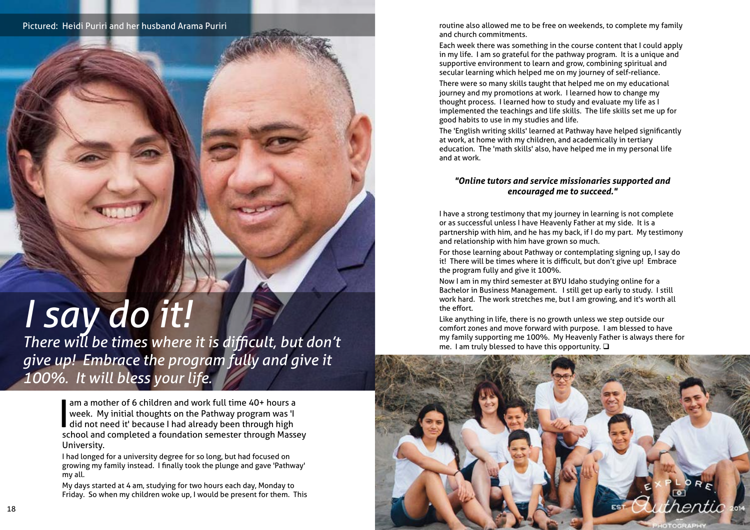Pictured: Heidi Puriri and her husband Arama Puriri

# I say do it!

*There will be times where it is difficult, but don't give up! Embrace the program fully and give it 100%. It will bless your life.*

I am a mother of 6 children and work full time 40+ hours a week. My initial thoughts on the Pathway program was 'I did not need it' because I had already been through high school and completed a foundation semester through Massey University.

I had longed for a university degree for so long, but had focused on growing my family instead. I finally took the plunge and gave 'Pathway' my all.

My days started at 4 am, studying for two hours each day, Monday to Friday. So when my children woke up, I would be present for them. This routine also allowed me to be free on weekends, to complete my family and church commitments.

Each week there was something in the course content that I could apply in my life. I am so grateful for the pathway program. It is a unique and supportive environment to learn and grow, combining spiritual and secular learning which helped me on my journey of self-reliance.

There were so many skills taught that helped me on my educational journey and my promotions at work. I learned how to change my thought process. I learned how to study and evaluate my life as I implemented the teachings and life skills. The life skills set me up for good habits to use in my studies and life.

The 'English writing skills' learned at Pathway have helped significantly at work, at home with my children, and academically in tertiary education. The 'math skills' also, have helped me in my personal life and at work.

***"Online tutors and service missionaries supported and encouraged me to succeed."***

I have a strong testimony that my journey in learning is not complete or as successful unless I have Heavenly Father at my side. It is a partnership with him, and he has my back, if I do my part. My testimony and relationship with him have grown so much.

For those learning about Pathway or contemplating signing up, I say do it! There will be times where it is difficult, but don't give up! Embrace the program fully and give it 100%.

Now I am in my third semester at BYU Idaho studying online for a Bachelor in Business Management. I still get up early to study. I still work hard. The work stretches me, but I am growing, and it's worth all the effort.

Like anything in life, there is no growth unless we step outside our comfort zones and move forward with purpose. I am blessed to have my family supporting me 100%. My Heavenly Father is always there for me. I am truly blessed to have this opportunity. ❑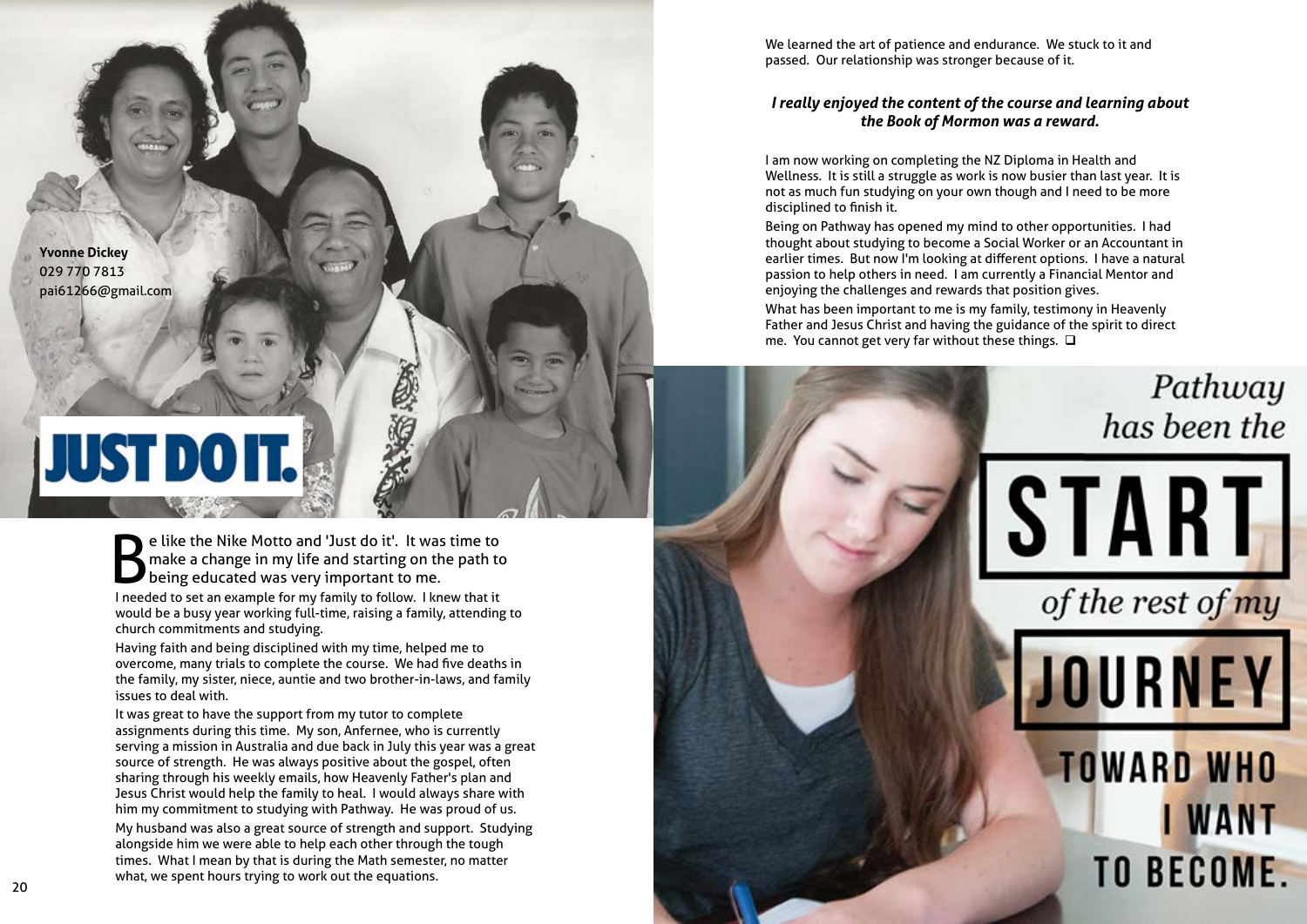**Yvonne Dickey**
029 770 7813
pai61266@gmail.com

JUST DO IT.

Be like the Nike Motto and 'Just do it'. It was time to make a change in my life and starting on the path to being educated was very important to me.

I needed to set an example for my family to follow. I knew that it would be a busy year working full-time, raising a family, attending to church commitments and studying.

Having faith and being disciplined with my time, helped me to overcome, many trials to complete the course. We had five deaths in the family, my sister, niece, auntie and two brother-in-laws, and family issues to deal with.

It was great to have the support from my tutor to complete assignments during this time. My son, Anfernee, who is currently serving a mission in Australia and due back in July this year was a great source of strength. He was always positive about the gospel, often sharing through his weekly emails, how Heavenly Father's plan and Jesus Christ would help the family to heal. I would always share with him my commitment to studying with Pathway. He was proud of us.

My husband was also a great source of strength and support. Studying alongside him we were able to help each other through the tough times. What I mean by that is during the Math semester, no matter what, we spent hours trying to work out the equations.

We learned the art of patience and endurance. We stuck to it and passed. Our relationship was stronger because of it.

***I really enjoyed the content of the course and learning about the Book of Mormon was a reward.***

I am now working on completing the NZ Diploma in Health and Wellness. It is still a struggle as work is now busier than last year. It is not as much fun studying on your own though and I need to be more disciplined to finish it.

Being on Pathway has opened my mind to other opportunities. I had thought about studying to become a Social Worker or an Accountant in earlier times. But now I'm looking at different options. I have a natural passion to help others in need. I am currently a Financial Mentor and enjoying the challenges and rewards that position gives.

What has been important to me is my family, testimony in Heavenly Father and Jesus Christ and having the guidance of the spirit to direct me. You cannot get very far without these things. ❑

*Pathway has been the* START *of the rest of my* JOURNEY TOWARD WHO I WANT TO BECOME.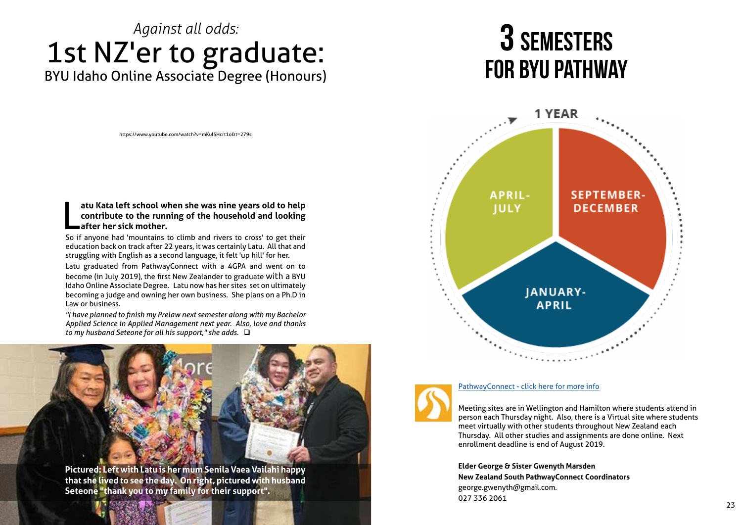*Against all odds:*

# 1st NZ'er to graduate:

## BYU Idaho Online Associate Degree (Honours)

https://www.youtube.com/watch?v=mKul5Hcrt1o&t=279s

**Latu Kata left school when she was nine years old to help contribute to the running of the household and looking after her sick mother.**

So if anyone had 'mountains to climb and rivers to cross' to get their education back on track after 22 years, it was certainly Latu. All that and struggling with English as a second language, it felt 'up hill' for her.

Latu graduated from PathwayConnect with a 4GPA and went on to become (in July 2019), the first New Zealander to graduate with a BYU Idaho Online Associate Degree. Latu now has her sites set on ultimately becoming a judge and owning her own business. She plans on a Ph.D in Law or business.

*"I have planned to finish my Prelaw next semester along with my Bachelor Applied Science in Applied Management next year. Also, love and thanks to my husband Seteone for all his support," she adds.* ❑

**Pictured: Left with Latu is her mum Senila Vaea Vailahi happy that she lived to see the day. On right, pictured with husband Seteone "thank you to my family for their support".**

# 3 SEMESTERS FOR BYU PATHWAY

1 YEAR

- APRIL-JULY
- SEPTEMBER-DECEMBER
- JANUARY-APRIL

[PathwayConnect - click here for more info]

Meeting sites are in Wellington and Hamilton where students attend in person each Thursday night. Also, there is a Virtual site where students meet virtually with other students throughout New Zealand each Thursday. All other studies and assignments are done online. Next enrollment deadline is end of August 2019.

**Elder George & Sister Gwenyth Marsden**
**New Zealand South PathwayConnect Coordinators**
george.gwenyth@gmail.com.
027 336 2061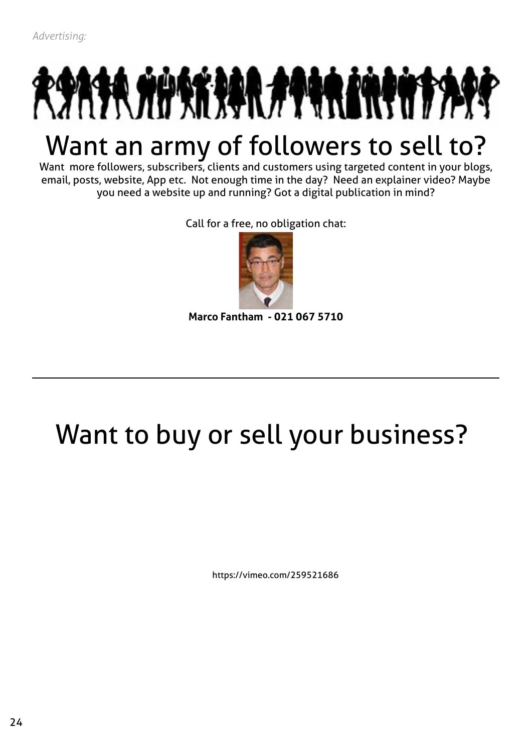*Advertising:*

# Want an army of followers to sell to?

Want more followers, subscribers, clients and customers using targeted content in your blogs, email, posts, website, App etc. Not enough time in the day? Need an explainer video? Maybe you need a website up and running? Got a digital publication in mind?

Call for a free, no obligation chat:

**Marco Fantham - 021 067 5710**

---

# Want to buy or sell your business?

https://vimeo.com/259521686